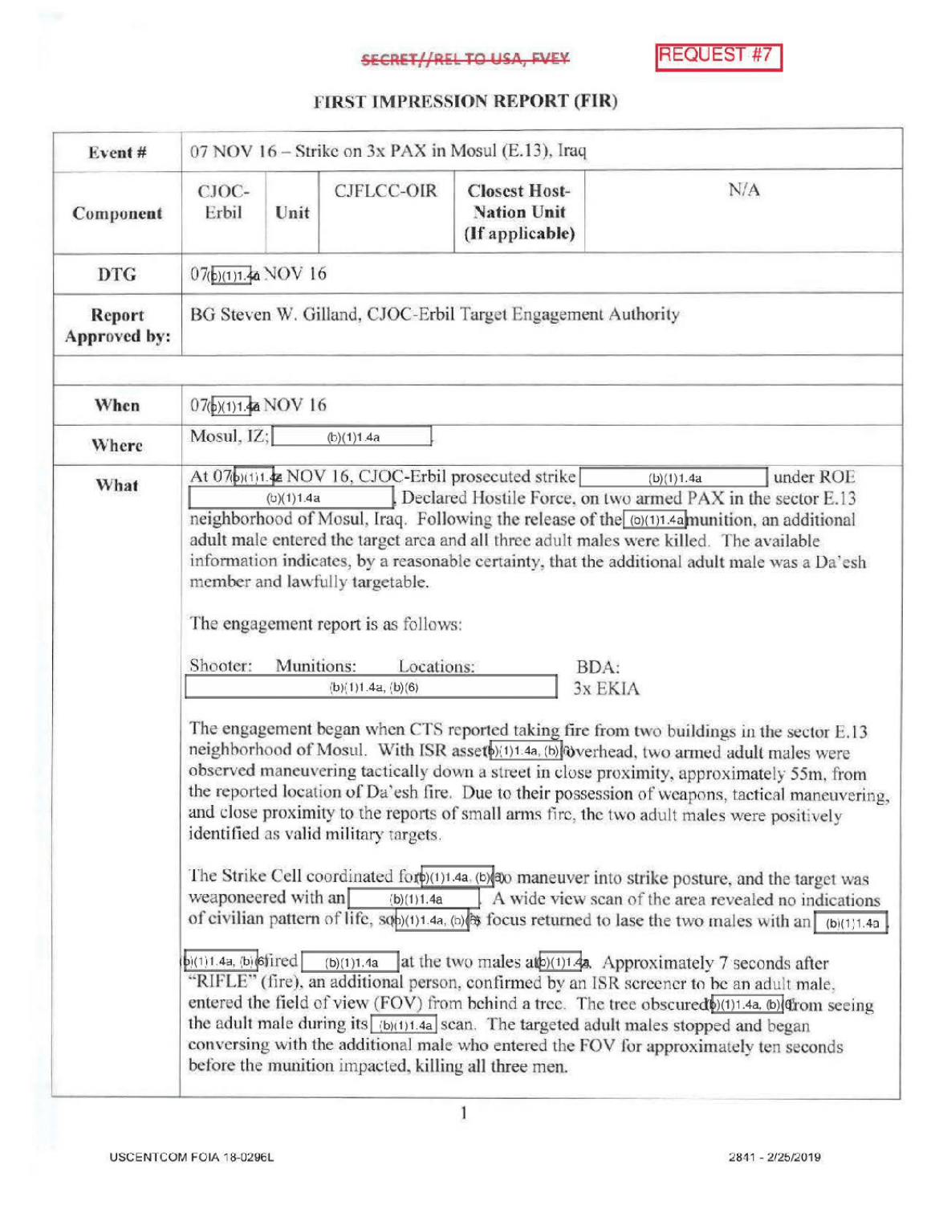SECRET//REL TO USA, FVEY

REQUEST #7

# FIRST IMPRESSION REPORT (FIR)

| **Event #** | 07 NOV 16 – Strike on 3x PAX in Mosul (E.13), Iraq | | | | |
|---|---|---|---|---|---|
| **Component** | CJOC-Erbil | Unit | CJFLCC-OIR | **Closest Host-Nation Unit (If applicable)** | N/A |
| **DTG** | 07(b)(1)1.4a NOV 16 | | | | |
| **Report Approved by:** | BG Steven W. Gilland, CJOC-Erbil Target Engagement Authority | | | | |
| | | | | | |
| **When** | 07(b)(1)1.4a NOV 16 | | | | |
| **Where** | Mosul, IZ; (b)(1)1.4a | | | | |
| **What** | At 07(b)(1)1.4a NOV 16, CJOC-Erbil prosecuted strike (b)(1)1.4a under ROE (b)(1)1.4a Declared Hostile Force, on two armed PAX in the sector E.13 neighborhood of Mosul, Iraq. Following the release of the (b)(1)1.4a munition, an additional adult male entered the target area and all three adult males were killed. The available information indicates, by a reasonable certainty, that the additional adult male was a Da'esh member and lawfully targetable.<br><br>The engagement report is as follows:<br><br>Shooter: Munitions: Locations: (b)(1)1.4a, (b)(6) BDA: 3x EKIA<br><br>The engagement began when CTS reported taking fire from two buildings in the sector E.13 neighborhood of Mosul. With ISR asset (b)(1)1.4a, (b)(6) overhead, two armed adult males were observed maneuvering tactically down a street in close proximity, approximately 55m, from the reported location of Da'esh fire. Due to their possession of weapons, tactical maneuvering, and close proximity to the reports of small arms fire, the two adult males were positively identified as valid military targets.<br><br>The Strike Cell coordinated for (b)(1)1.4a, (b)(6) to maneuver into strike posture, and the target was weaponeered with an (b)(1)1.4a. A wide view scan of the area revealed no indications of civilian pattern of life, so (b)(1)1.4a, (b)(6) focus returned to lase the two males with an (b)(1)1.4a.<br><br>(b)(1)1.4a, (b)(6) fired (b)(1)1.4a at the two males at (b)(1)1.4a. Approximately 7 seconds after "RIFLE" (fire), an additional person, confirmed by an ISR screener to be an adult male, entered the field of view (FOV) from behind a tree. The tree obscured (b)(1)1.4a, (b)(6) from seeing the adult male during its (b)(1)1.4a scan. The targeted adult males stopped and began conversing with the additional male who entered the FOV for approximately ten seconds before the munition impacted, killing all three men. | | | | |

USCENTCOM FOIA 18-0296L

2841 - 2/25/2019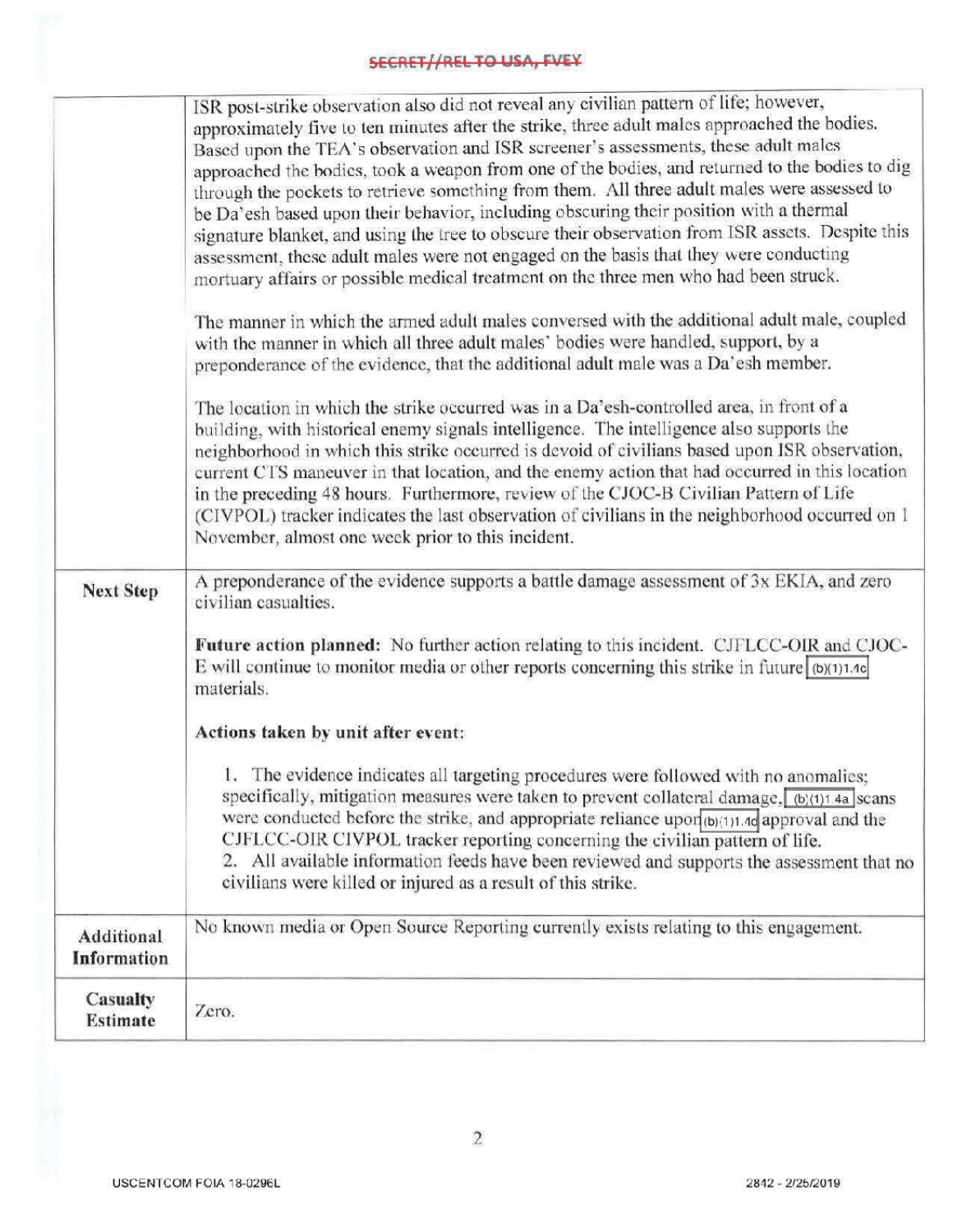SECRET//REL TO USA, FVEY

| | |
|---|---|
| | ISR post-strike observation also did not reveal any civilian pattern of life; however, approximately five to ten minutes after the strike, three adult males approached the bodies. Based upon the TEA's observation and ISR screener's assessments, these adult males approached the bodies, took a weapon from one of the bodies, and returned to the bodies to dig through the pockets to retrieve something from them. All three adult males were assessed to be Da'esh based upon their behavior, including obscuring their position with a thermal signature blanket, and using the tree to obscure their observation from ISR assets. Despite this assessment, these adult males were not engaged on the basis that they were conducting mortuary affairs or possible medical treatment on the three men who had been struck.<br><br>The manner in which the armed adult males conversed with the additional adult male, coupled with the manner in which all three adult males' bodies were handled, support, by a preponderance of the evidence, that the additional adult male was a Da'esh member.<br><br>The location in which the strike occurred was in a Da'esh-controlled area, in front of a building, with historical enemy signals intelligence. The intelligence also supports the neighborhood in which this strike occurred is devoid of civilians based upon ISR observation, current CTS maneuver in that location, and the enemy action that had occurred in this location in the preceding 48 hours. Furthermore, review of the CJOC-B Civilian Pattern of Life (CIVPOL) tracker indicates the last observation of civilians in the neighborhood occurred on 1 November, almost one week prior to this incident. |
| **Next Step** | A preponderance of the evidence supports a battle damage assessment of 3x EKIA, and zero civilian casualties.<br><br>**Future action planned:** No further action relating to this incident. CJFLCC-OIR and CJOC-E will continue to monitor media or other reports concerning this strike in future (b)(1)1.4c materials.<br><br>**Actions taken by unit after event:**<br><br>1. The evidence indicates all targeting procedures were followed with no anomalies; specifically, mitigation measures were taken to prevent collateral damage, (b)(1)1.4a scans were conducted before the strike, and appropriate reliance upon (b)(1)1.4c approval and the CJFLCC-OIR CIVPOL tracker reporting concerning the civilian pattern of life.<br>2. All available information feeds have been reviewed and supports the assessment that no civilians were killed or injured as a result of this strike. |
| **Additional Information** | No known media or Open Source Reporting currently exists relating to this engagement. |
| **Casualty Estimate** | Zero. |

USCENTCOM FOIA 18-0296L

2842 - 2/25/2019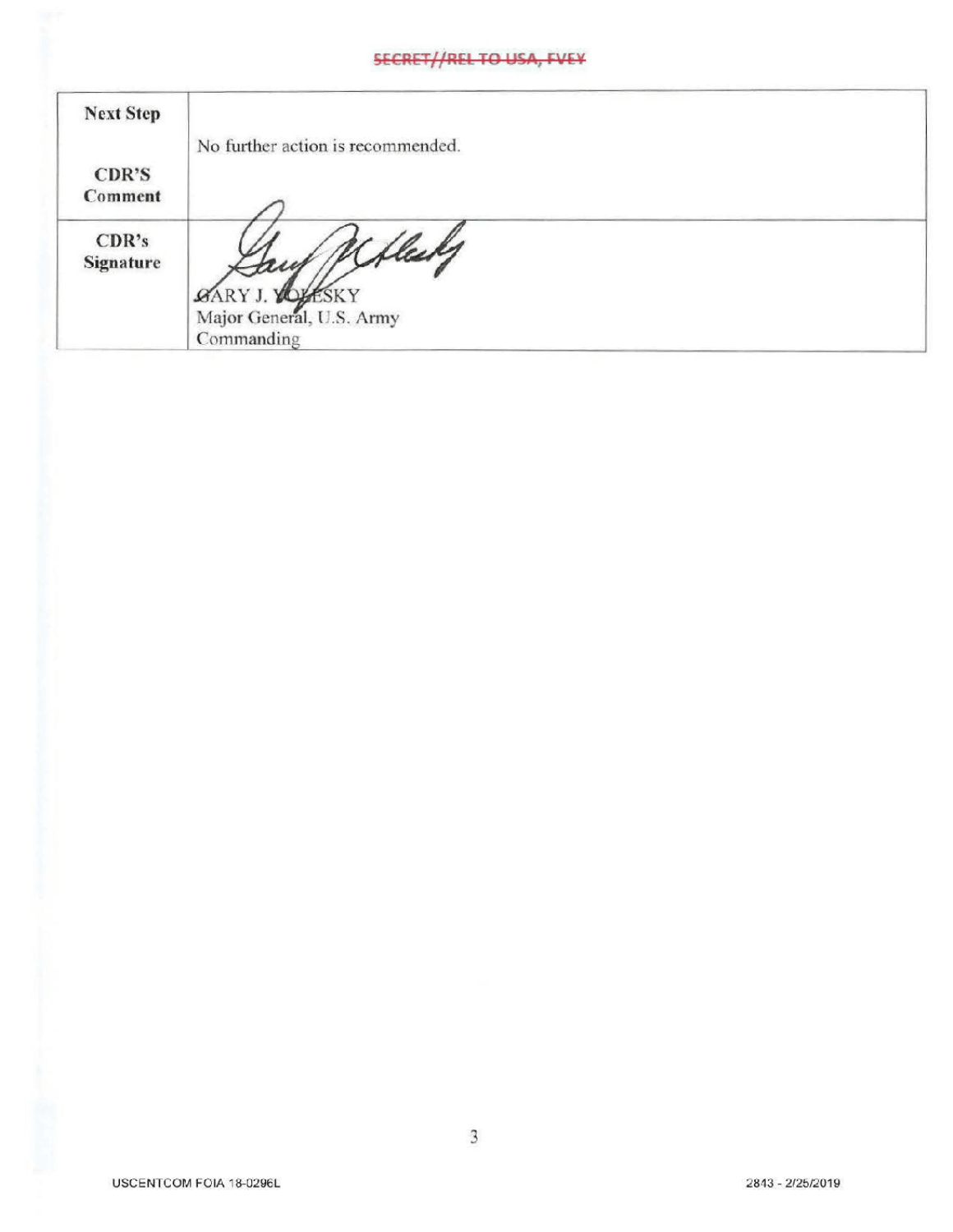~~SECRET//REL TO USA, FVEY~~

| | |
|---|---|
| **Next Step**<br><br>**CDR'S Comment** | No further action is recommended. |
| **CDR's Signature** | GARY J. VOLESKY<br>Major General, U.S. Army<br>Commanding |

USCENTCOM FOIA 18-0296L

2843 - 2/25/2019